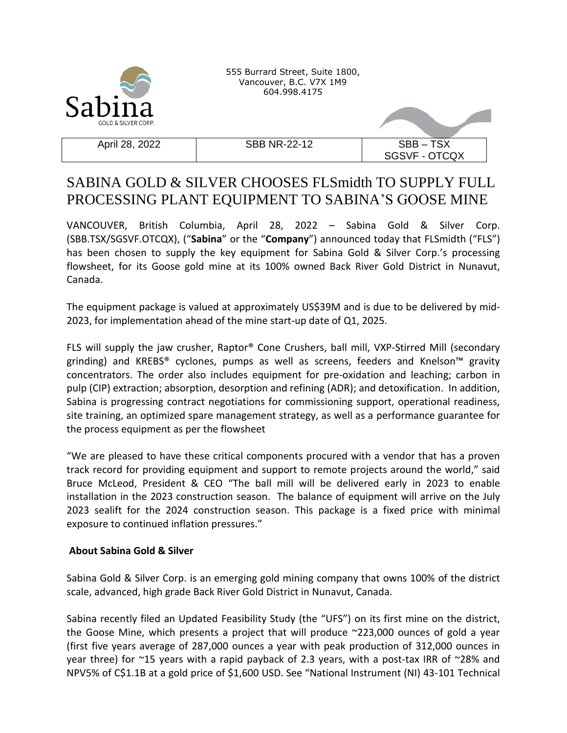Sabina
GOLD & SILVER CORP.

555 Burrard Street, Suite 1800,
Vancouver, B.C. V7X 1M9
604.998.4175

| April 28, 2022 | SBB NR-22-12 | SBB – TSX SGSVF - OTCQX |
|---|---|---|

# SABINA GOLD & SILVER CHOOSES FLSmidth TO SUPPLY FULL PROCESSING PLANT EQUIPMENT TO SABINA'S GOOSE MINE

VANCOUVER, British Columbia, April 28, 2022 – Sabina Gold & Silver Corp. (SBB.TSX/SGSVF.OTCQX), ("**Sabina**" or the "**Company**") announced today that FLSmidth ("FLS") has been chosen to supply the key equipment for Sabina Gold & Silver Corp.'s processing flowsheet, for its Goose gold mine at its 100% owned Back River Gold District in Nunavut, Canada.

The equipment package is valued at approximately US$39M and is due to be delivered by mid-2023, for implementation ahead of the mine start-up date of Q1, 2025.

FLS will supply the jaw crusher, Raptor® Cone Crushers, ball mill, VXP-Stirred Mill (secondary grinding) and KREBS® cyclones, pumps as well as screens, feeders and Knelson™ gravity concentrators. The order also includes equipment for pre-oxidation and leaching; carbon in pulp (CIP) extraction; absorption, desorption and refining (ADR); and detoxification. In addition, Sabina is progressing contract negotiations for commissioning support, operational readiness, site training, an optimized spare management strategy, as well as a performance guarantee for the process equipment as per the flowsheet

"We are pleased to have these critical components procured with a vendor that has a proven track record for providing equipment and support to remote projects around the world," said Bruce McLeod, President & CEO "The ball mill will be delivered early in 2023 to enable installation in the 2023 construction season. The balance of equipment will arrive on the July 2023 sealift for the 2024 construction season. This package is a fixed price with minimal exposure to continued inflation pressures."

**About Sabina Gold & Silver**

Sabina Gold & Silver Corp. is an emerging gold mining company that owns 100% of the district scale, advanced, high grade Back River Gold District in Nunavut, Canada.

Sabina recently filed an Updated Feasibility Study (the "UFS") on its first mine on the district, the Goose Mine, which presents a project that will produce ~223,000 ounces of gold a year (first five years average of 287,000 ounces a year with peak production of 312,000 ounces in year three) for ~15 years with a rapid payback of 2.3 years, with a post-tax IRR of ~28% and NPV5% of C$1.1B at a gold price of $1,600 USD. See "National Instrument (NI) 43-101 Technical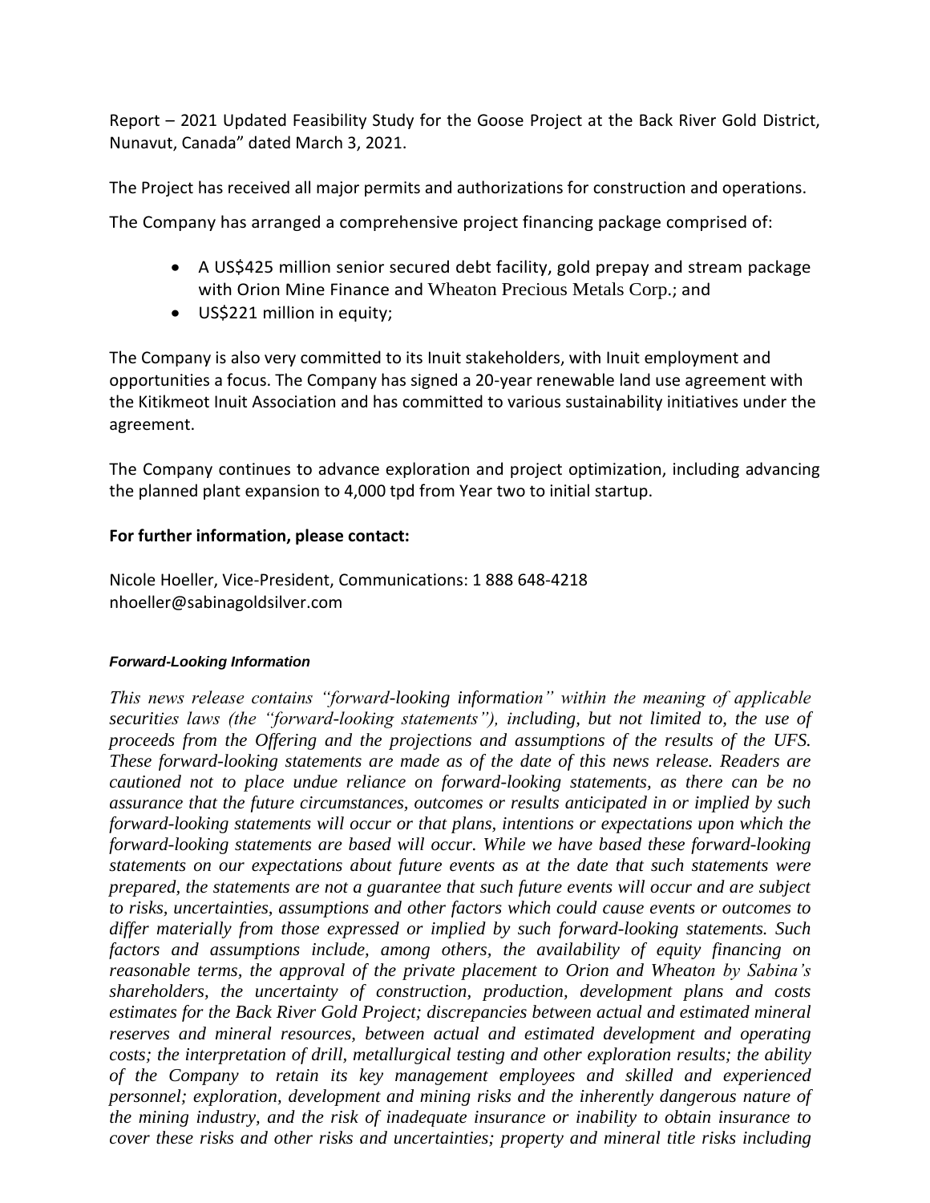Report – 2021 Updated Feasibility Study for the Goose Project at the Back River Gold District, Nunavut, Canada" dated March 3, 2021.

The Project has received all major permits and authorizations for construction and operations.

The Company has arranged a comprehensive project financing package comprised of:

- A US$425 million senior secured debt facility, gold prepay and stream package with Orion Mine Finance and Wheaton Precious Metals Corp.; and
- US$221 million in equity;

The Company is also very committed to its Inuit stakeholders, with Inuit employment and opportunities a focus. The Company has signed a 20-year renewable land use agreement with the Kitikmeot Inuit Association and has committed to various sustainability initiatives under the agreement.

The Company continues to advance exploration and project optimization, including advancing the planned plant expansion to 4,000 tpd from Year two to initial startup.

**For further information, please contact:**

Nicole Hoeller, Vice-President, Communications: 1 888 648-4218
nhoeller@sabinagoldsilver.com

***Forward-Looking Information***

*This news release contains "forward-looking information" within the meaning of applicable securities laws (the "forward-looking statements"), including, but not limited to, the use of proceeds from the Offering and the projections and assumptions of the results of the UFS. These forward-looking statements are made as of the date of this news release. Readers are cautioned not to place undue reliance on forward-looking statements, as there can be no assurance that the future circumstances, outcomes or results anticipated in or implied by such forward-looking statements will occur or that plans, intentions or expectations upon which the forward-looking statements are based will occur. While we have based these forward-looking statements on our expectations about future events as at the date that such statements were prepared, the statements are not a guarantee that such future events will occur and are subject to risks, uncertainties, assumptions and other factors which could cause events or outcomes to differ materially from those expressed or implied by such forward-looking statements. Such factors and assumptions include, among others, the availability of equity financing on reasonable terms, the approval of the private placement to Orion and Wheaton by Sabina's shareholders, the uncertainty of construction, production, development plans and costs estimates for the Back River Gold Project; discrepancies between actual and estimated mineral reserves and mineral resources, between actual and estimated development and operating costs; the interpretation of drill, metallurgical testing and other exploration results; the ability of the Company to retain its key management employees and skilled and experienced personnel; exploration, development and mining risks and the inherently dangerous nature of the mining industry, and the risk of inadequate insurance or inability to obtain insurance to cover these risks and other risks and uncertainties; property and mineral title risks including*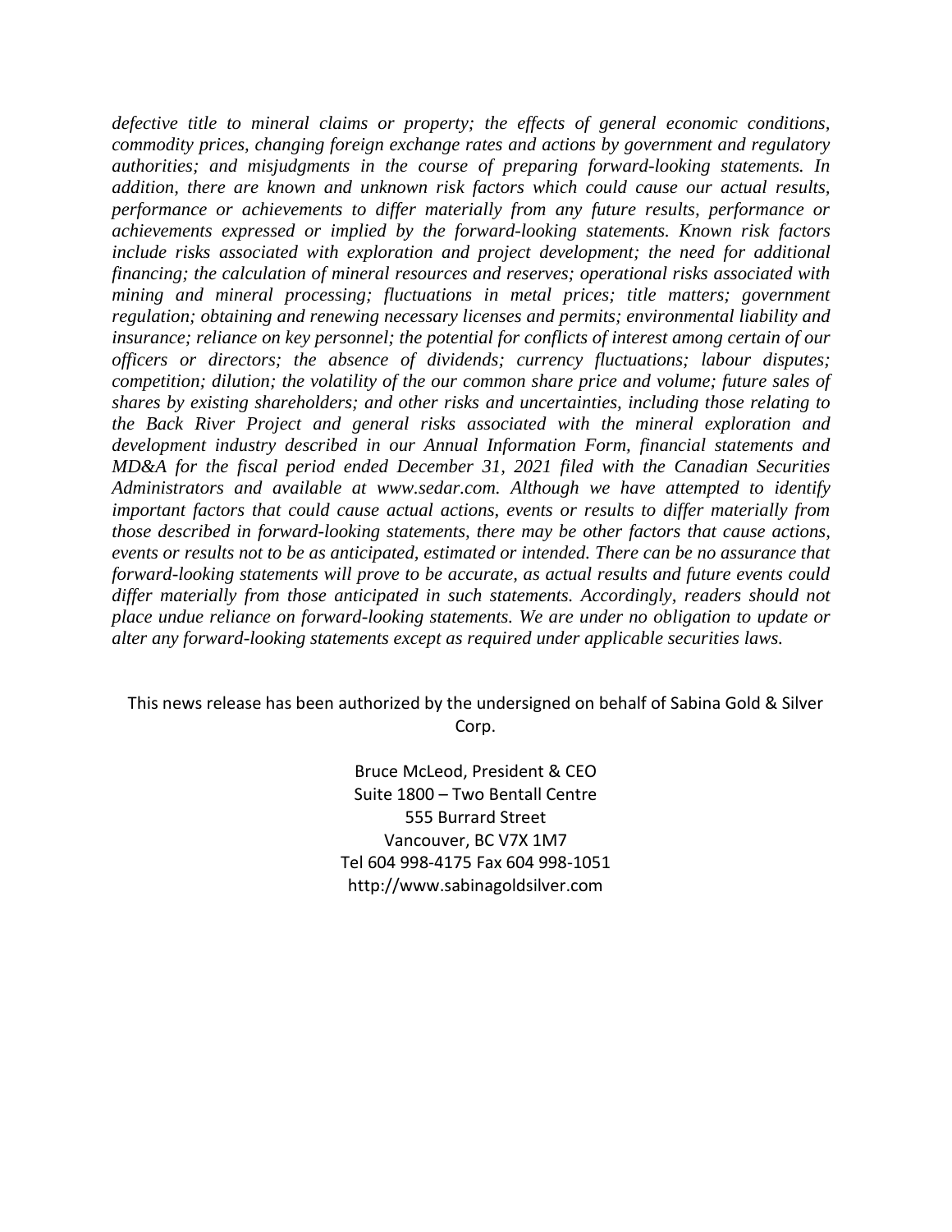*defective title to mineral claims or property; the effects of general economic conditions, commodity prices, changing foreign exchange rates and actions by government and regulatory authorities; and misjudgments in the course of preparing forward-looking statements. In addition, there are known and unknown risk factors which could cause our actual results, performance or achievements to differ materially from any future results, performance or achievements expressed or implied by the forward-looking statements. Known risk factors include risks associated with exploration and project development; the need for additional financing; the calculation of mineral resources and reserves; operational risks associated with mining and mineral processing; fluctuations in metal prices; title matters; government regulation; obtaining and renewing necessary licenses and permits; environmental liability and insurance; reliance on key personnel; the potential for conflicts of interest among certain of our officers or directors; the absence of dividends; currency fluctuations; labour disputes; competition; dilution; the volatility of the our common share price and volume; future sales of shares by existing shareholders; and other risks and uncertainties, including those relating to the Back River Project and general risks associated with the mineral exploration and development industry described in our Annual Information Form, financial statements and MD&A for the fiscal period ended December 31, 2021 filed with the Canadian Securities Administrators and available at www.sedar.com. Although we have attempted to identify important factors that could cause actual actions, events or results to differ materially from those described in forward-looking statements, there may be other factors that cause actions, events or results not to be as anticipated, estimated or intended. There can be no assurance that forward-looking statements will prove to be accurate, as actual results and future events could differ materially from those anticipated in such statements. Accordingly, readers should not place undue reliance on forward-looking statements. We are under no obligation to update or alter any forward-looking statements except as required under applicable securities laws.*

This news release has been authorized by the undersigned on behalf of Sabina Gold & Silver Corp.

Bruce McLeod, President & CEO
Suite 1800 – Two Bentall Centre
555 Burrard Street
Vancouver, BC V7X 1M7
Tel 604 998-4175 Fax 604 998-1051
http://www.sabinagoldsilver.com